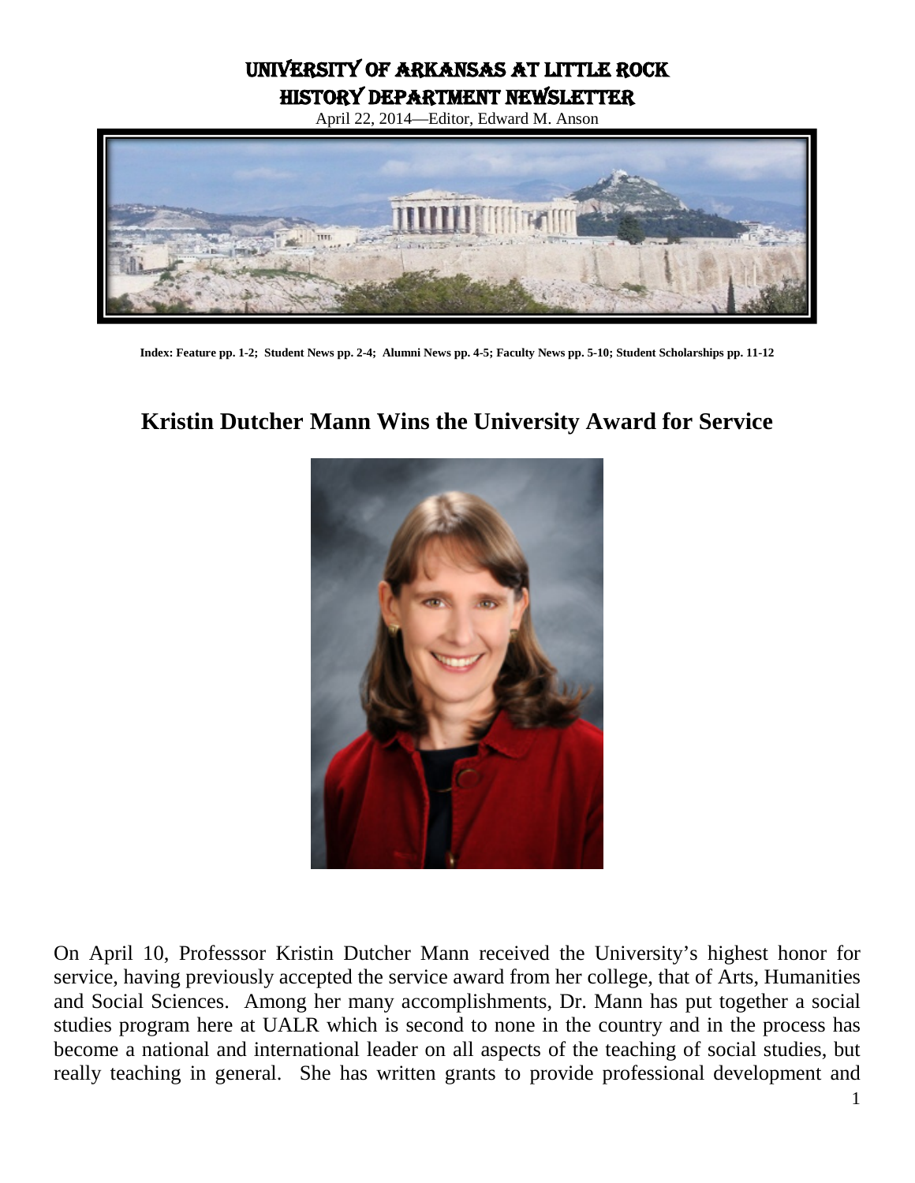# University of Arkansas at Little Rock
# History Department Newsletter

April 22, 2014—Editor, Edward M. Anson

**Index: Feature pp. 1-2; Student News pp. 2-4; Alumni News pp. 4-5; Faculty News pp. 5-10; Student Scholarships pp. 11-12**

## Kristin Dutcher Mann Wins the University Award for Service

On April 10, Professsor Kristin Dutcher Mann received the University's highest honor for service, having previously accepted the service award from her college, that of Arts, Humanities and Social Sciences. Among her many accomplishments, Dr. Mann has put together a social studies program here at UALR which is second to none in the country and in the process has become a national and international leader on all aspects of the teaching of social studies, but really teaching in general. She has written grants to provide professional development and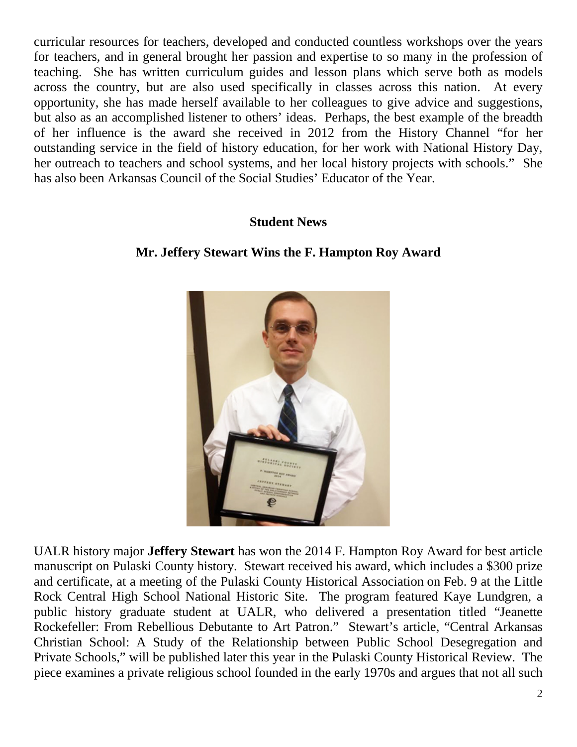curricular resources for teachers, developed and conducted countless workshops over the years for teachers, and in general brought her passion and expertise to so many in the profession of teaching. She has written curriculum guides and lesson plans which serve both as models across the country, but are also used specifically in classes across this nation. At every opportunity, she has made herself available to her colleagues to give advice and suggestions, but also as an accomplished listener to others' ideas. Perhaps, the best example of the breadth of her influence is the award she received in 2012 from the History Channel "for her outstanding service in the field of history education, for her work with National History Day, her outreach to teachers and school systems, and her local history projects with schools." She has also been Arkansas Council of the Social Studies' Educator of the Year.

## Student News

### Mr. Jeffery Stewart Wins the F. Hampton Roy Award

UALR history major **Jeffery Stewart** has won the 2014 F. Hampton Roy Award for best article manuscript on Pulaski County history. Stewart received his award, which includes a $300 prize and certificate, at a meeting of the Pulaski County Historical Association on Feb. 9 at the Little Rock Central High School National Historic Site. The program featured Kaye Lundgren, a public history graduate student at UALR, who delivered a presentation titled "Jeanette Rockefeller: From Rebellious Debutante to Art Patron." Stewart's article, "Central Arkansas Christian School: A Study of the Relationship between Public School Desegregation and Private Schools," will be published later this year in the Pulaski County Historical Review. The piece examines a private religious school founded in the early 1970s and argues that not all such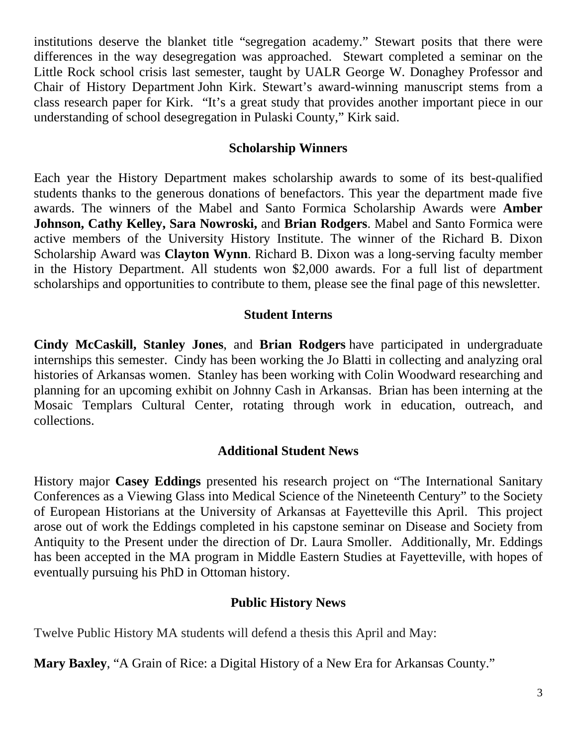institutions deserve the blanket title "segregation academy." Stewart posits that there were differences in the way desegregation was approached. Stewart completed a seminar on the Little Rock school crisis last semester, taught by UALR George W. Donaghey Professor and Chair of History Department John Kirk. Stewart's award-winning manuscript stems from a class research paper for Kirk. "It's a great study that provides another important piece in our understanding of school desegregation in Pulaski County," Kirk said.

### Scholarship Winners

Each year the History Department makes scholarship awards to some of its best-qualified students thanks to the generous donations of benefactors. This year the department made five awards. The winners of the Mabel and Santo Formica Scholarship Awards were **Amber Johnson, Cathy Kelley, Sara Nowroski,** and **Brian Rodgers**. Mabel and Santo Formica were active members of the University History Institute. The winner of the Richard B. Dixon Scholarship Award was **Clayton Wynn**. Richard B. Dixon was a long-serving faculty member in the History Department. All students won $2,000 awards. For a full list of department scholarships and opportunities to contribute to them, please see the final page of this newsletter.

### Student Interns

**Cindy McCaskill, Stanley Jones**, and **Brian Rodgers** have participated in undergraduate internships this semester. Cindy has been working the Jo Blatti in collecting and analyzing oral histories of Arkansas women. Stanley has been working with Colin Woodward researching and planning for an upcoming exhibit on Johnny Cash in Arkansas. Brian has been interning at the Mosaic Templars Cultural Center, rotating through work in education, outreach, and collections.

### Additional Student News

History major **Casey Eddings** presented his research project on "The International Sanitary Conferences as a Viewing Glass into Medical Science of the Nineteenth Century" to the Society of European Historians at the University of Arkansas at Fayetteville this April. This project arose out of work the Eddings completed in his capstone seminar on Disease and Society from Antiquity to the Present under the direction of Dr. Laura Smoller. Additionally, Mr. Eddings has been accepted in the MA program in Middle Eastern Studies at Fayetteville, with hopes of eventually pursuing his PhD in Ottoman history.

### Public History News

Twelve Public History MA students will defend a thesis this April and May:

**Mary Baxley**, "A Grain of Rice: a Digital History of a New Era for Arkansas County."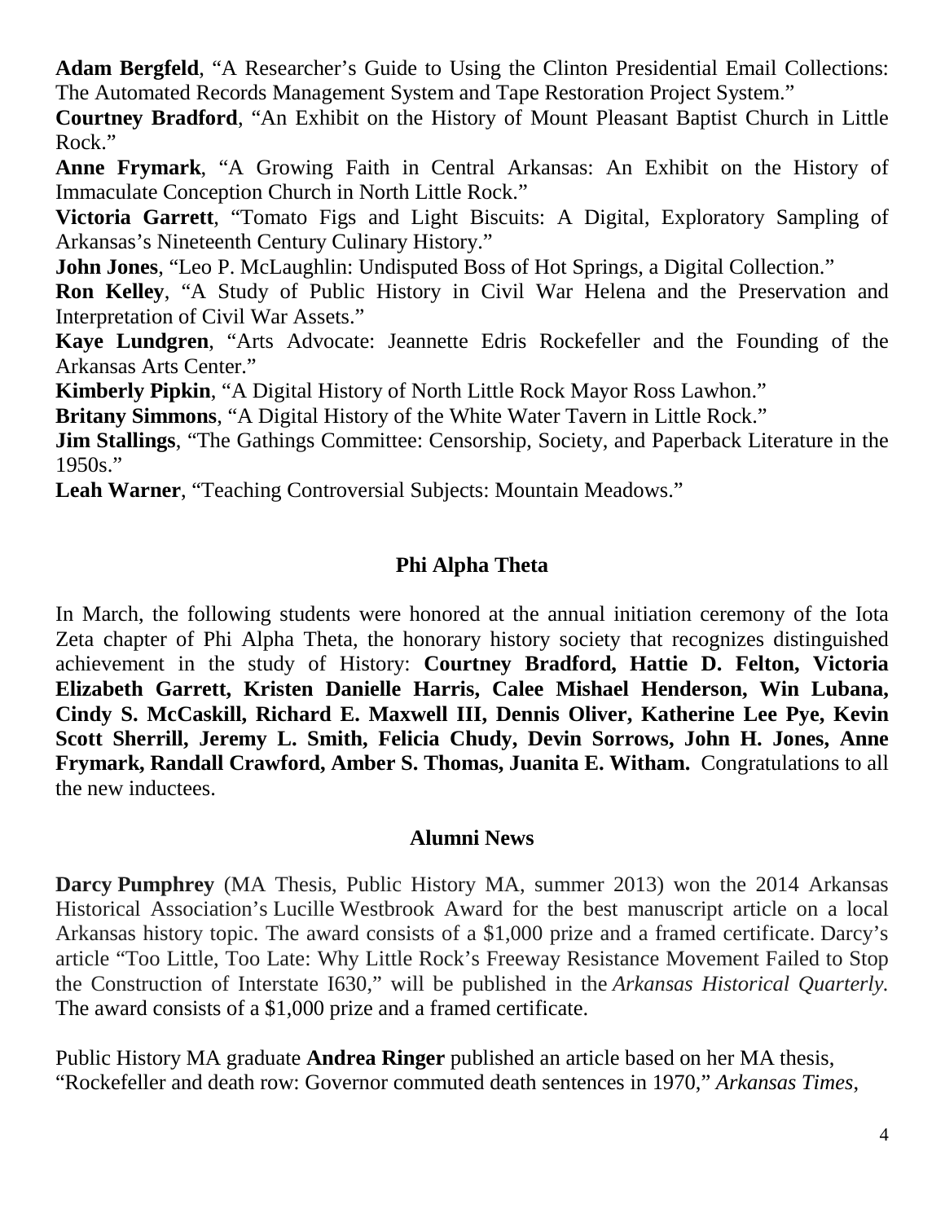**Adam Bergfeld**, “A Researcher’s Guide to Using the Clinton Presidential Email Collections: The Automated Records Management System and Tape Restoration Project System.”

**Courtney Bradford**, “An Exhibit on the History of Mount Pleasant Baptist Church in Little Rock.”

**Anne Frymark**, “A Growing Faith in Central Arkansas: An Exhibit on the History of Immaculate Conception Church in North Little Rock.”

**Victoria Garrett**, “Tomato Figs and Light Biscuits: A Digital, Exploratory Sampling of Arkansas’s Nineteenth Century Culinary History.”

**John Jones**, “Leo P. McLaughlin: Undisputed Boss of Hot Springs, a Digital Collection.”

**Ron Kelley**, “A Study of Public History in Civil War Helena and the Preservation and Interpretation of Civil War Assets.”

**Kaye Lundgren**, “Arts Advocate: Jeannette Edris Rockefeller and the Founding of the Arkansas Arts Center.”

**Kimberly Pipkin**, “A Digital History of North Little Rock Mayor Ross Lawhon.”

**Britany Simmons**, “A Digital History of the White Water Tavern in Little Rock.”

**Jim Stallings**, “The Gathings Committee: Censorship, Society, and Paperback Literature in the 1950s.”

**Leah Warner**, “Teaching Controversial Subjects: Mountain Meadows.”

## Phi Alpha Theta

In March, the following students were honored at the annual initiation ceremony of the Iota Zeta chapter of Phi Alpha Theta, the honorary history society that recognizes distinguished achievement in the study of History: **Courtney Bradford, Hattie D. Felton, Victoria Elizabeth Garrett, Kristen Danielle Harris, Calee Mishael Henderson, Win Lubana, Cindy S. McCaskill, Richard E. Maxwell III, Dennis Oliver, Katherine Lee Pye, Kevin Scott Sherrill, Jeremy L. Smith, Felicia Chudy, Devin Sorrows, John H. Jones, Anne Frymark, Randall Crawford, Amber S. Thomas, Juanita E. Witham.** Congratulations to all the new inductees.

## Alumni News

**Darcy Pumphrey** (MA Thesis, Public History MA, summer 2013) won the 2014 Arkansas Historical Association’s Lucille Westbrook Award for the best manuscript article on a local Arkansas history topic. The award consists of a $1,000 prize and a framed certificate. Darcy’s article “Too Little, Too Late: Why Little Rock’s Freeway Resistance Movement Failed to Stop the Construction of Interstate I630,” will be published in the *Arkansas Historical Quarterly.* The award consists of a $1,000 prize and a framed certificate.

Public History MA graduate **Andrea Ringer** published an article based on her MA thesis, “Rockefeller and death row: Governor commuted death sentences in 1970,” *Arkansas Times*,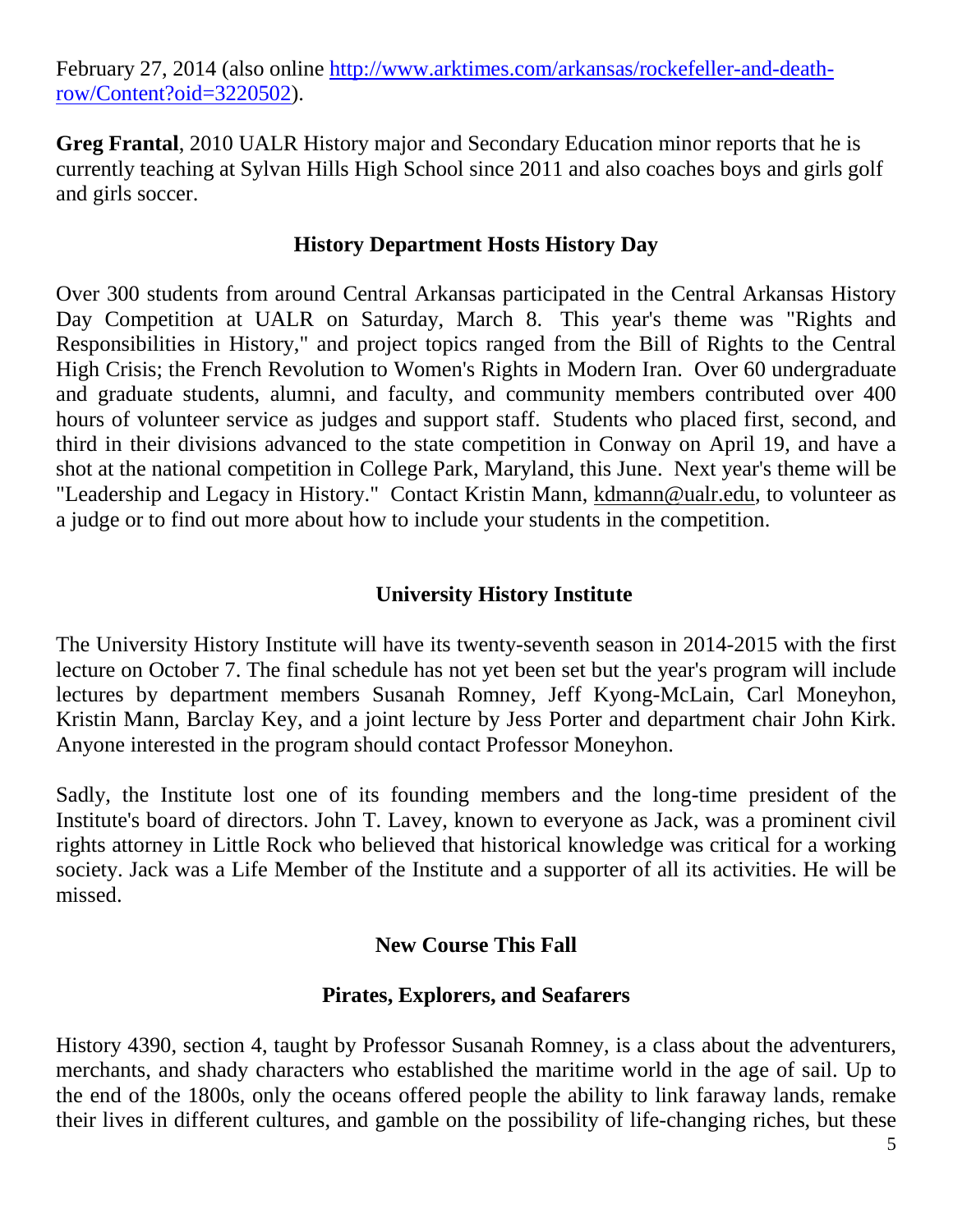February 27, 2014 (also online [http://www.arktimes.com/arkansas/rockefeller-and-death-row/Content?oid=3220502](http://www.arktimes.com/arkansas/rockefeller-and-death-row/Content?oid=3220502)).

**Greg Frantal**, 2010 UALR History major and Secondary Education minor reports that he is currently teaching at Sylvan Hills High School since 2011 and also coaches boys and girls golf and girls soccer.

## History Department Hosts History Day

Over 300 students from around Central Arkansas participated in the Central Arkansas History Day Competition at UALR on Saturday, March 8. This year's theme was "Rights and Responsibilities in History," and project topics ranged from the Bill of Rights to the Central High Crisis; the French Revolution to Women's Rights in Modern Iran. Over 60 undergraduate and graduate students, alumni, and faculty, and community members contributed over 400 hours of volunteer service as judges and support staff. Students who placed first, second, and third in their divisions advanced to the state competition in Conway on April 19, and have a shot at the national competition in College Park, Maryland, this June. Next year's theme will be "Leadership and Legacy in History." Contact Kristin Mann, kdmann@ualr.edu, to volunteer as a judge or to find out more about how to include your students in the competition.

## University History Institute

The University History Institute will have its twenty-seventh season in 2014-2015 with the first lecture on October 7. The final schedule has not yet been set but the year's program will include lectures by department members Susanah Romney, Jeff Kyong-McLain, Carl Moneyhon, Kristin Mann, Barclay Key, and a joint lecture by Jess Porter and department chair John Kirk. Anyone interested in the program should contact Professor Moneyhon.

Sadly, the Institute lost one of its founding members and the long-time president of the Institute's board of directors. John T. Lavey, known to everyone as Jack, was a prominent civil rights attorney in Little Rock who believed that historical knowledge was critical for a working society. Jack was a Life Member of the Institute and a supporter of all its activities. He will be missed.

## New Course This Fall

### Pirates, Explorers, and Seafarers

History 4390, section 4, taught by Professor Susanah Romney, is a class about the adventurers, merchants, and shady characters who established the maritime world in the age of sail. Up to the end of the 1800s, only the oceans offered people the ability to link faraway lands, remake their lives in different cultures, and gamble on the possibility of life-changing riches, but these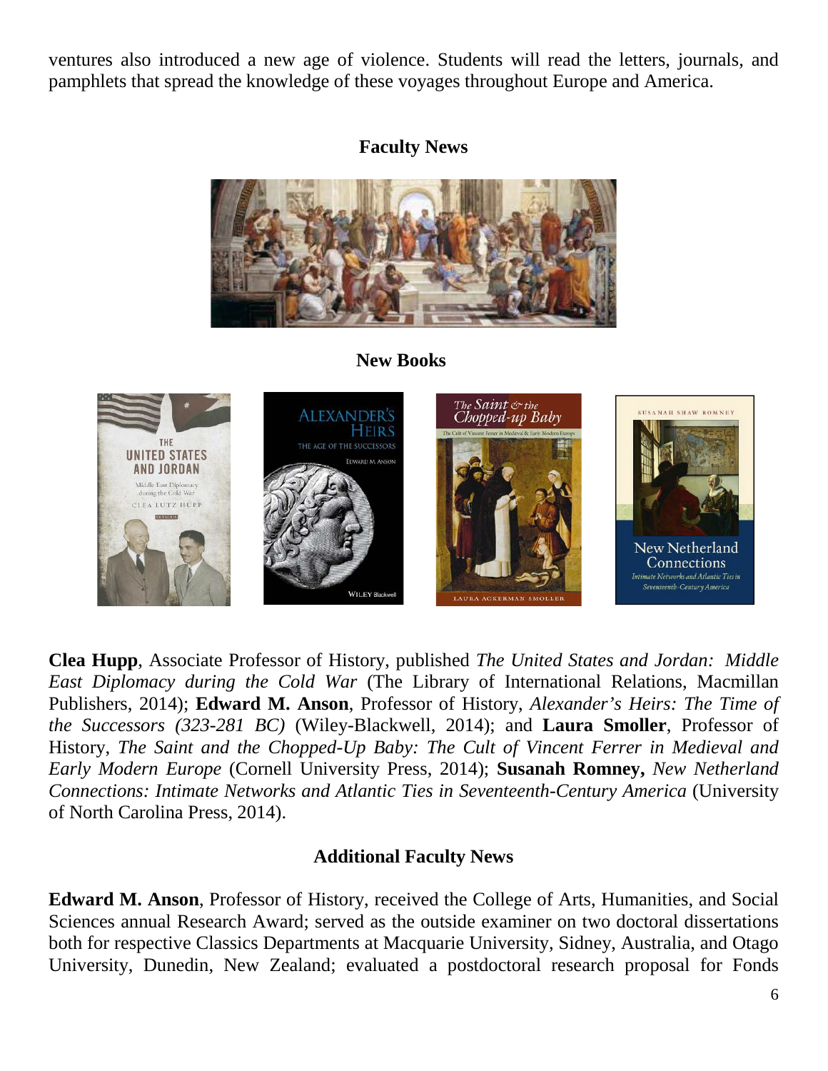ventures also introduced a new age of violence. Students will read the letters, journals, and pamphlets that spread the knowledge of these voyages throughout Europe and America.

## Faculty News

## New Books

**Clea Hupp**, Associate Professor of History, published *The United States and Jordan: Middle East Diplomacy during the Cold War* (The Library of International Relations, Macmillan Publishers, 2014); **Edward M. Anson**, Professor of History, *Alexander's Heirs: The Time of the Successors (323-281 BC)* (Wiley-Blackwell, 2014); and **Laura Smoller**, Professor of History, *The Saint and the Chopped-Up Baby: The Cult of Vincent Ferrer in Medieval and Early Modern Europe* (Cornell University Press, 2014); **Susanah Romney,** *New Netherland Connections: Intimate Networks and Atlantic Ties in Seventeenth-Century America* (University of North Carolina Press, 2014).

## Additional Faculty News

**Edward M. Anson**, Professor of History, received the College of Arts, Humanities, and Social Sciences annual Research Award; served as the outside examiner on two doctoral dissertations both for respective Classics Departments at Macquarie University, Sidney, Australia, and Otago University, Dunedin, New Zealand; evaluated a postdoctoral research proposal for Fonds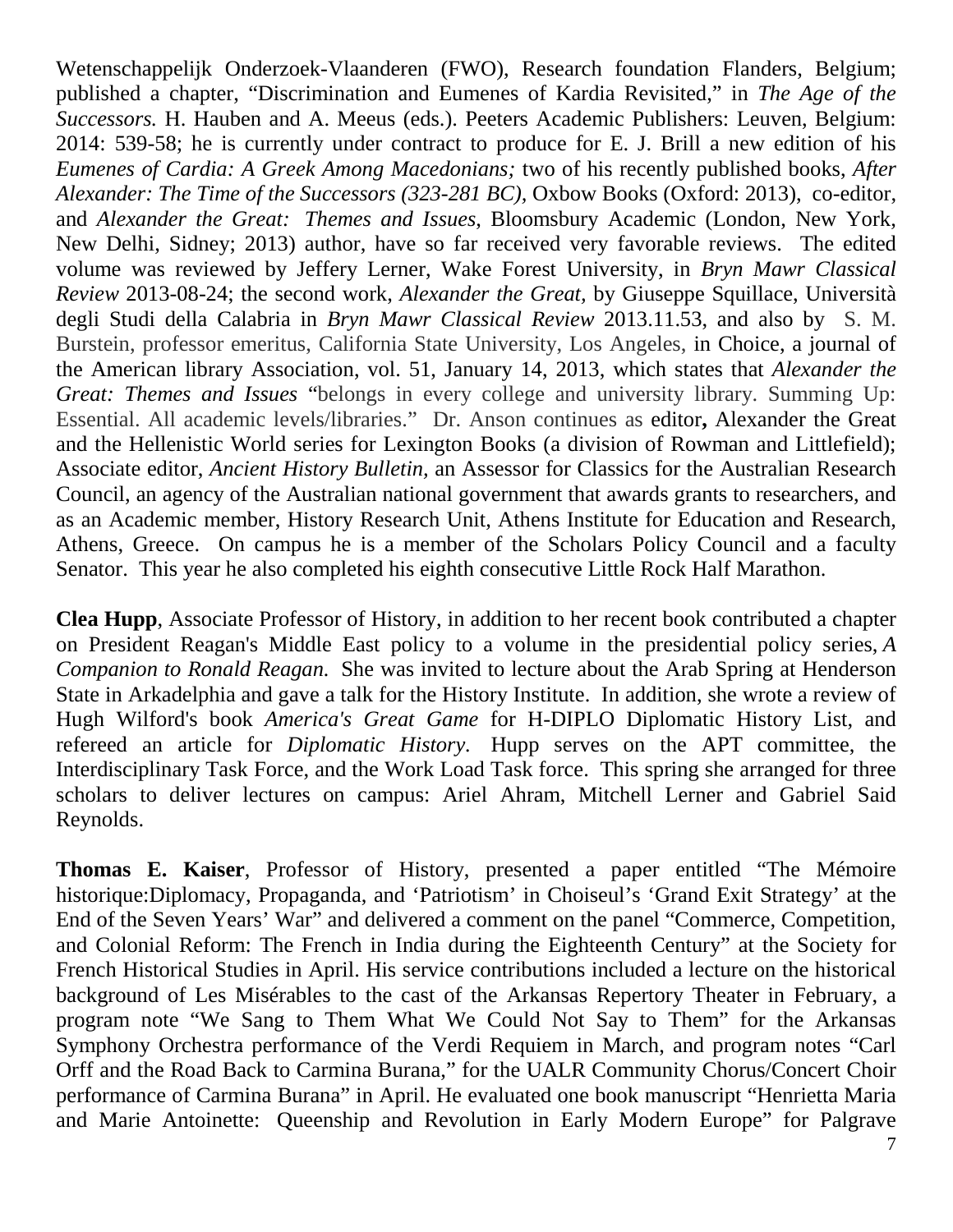Wetenschappelijk Onderzoek-Vlaanderen (FWO), Research foundation Flanders, Belgium; published a chapter, "Discrimination and Eumenes of Kardia Revisited," in *The Age of the Successors.* H. Hauben and A. Meeus (eds.). Peeters Academic Publishers: Leuven, Belgium: 2014: 539-58; he is currently under contract to produce for E. J. Brill a new edition of his *Eumenes of Cardia: A Greek Among Macedonians;* two of his recently published books, *After Alexander: The Time of the Successors (323-281 BC)*, Oxbow Books (Oxford: 2013), co-editor, and *Alexander the Great: Themes and Issues*, Bloomsbury Academic (London, New York, New Delhi, Sidney; 2013) author, have so far received very favorable reviews. The edited volume was reviewed by Jeffery Lerner, Wake Forest University, in *Bryn Mawr Classical Review* 2013-08-24; the second work, *Alexander the Great,* by Giuseppe Squillace, Università degli Studi della Calabria in *Bryn Mawr Classical Review* 2013.11.53, and also by S. M. Burstein, professor emeritus, California State University, Los Angeles, in Choice, a journal of the American library Association, vol. 51, January 14, 2013, which states that *Alexander the Great: Themes and Issues* "belongs in every college and university library. Summing Up: Essential. All academic levels/libraries." Dr. Anson continues as editor**,** Alexander the Great and the Hellenistic World series for Lexington Books (a division of Rowman and Littlefield); Associate editor, *Ancient History Bulletin,* an Assessor for Classics for the Australian Research Council, an agency of the Australian national government that awards grants to researchers, and as an Academic member, History Research Unit, Athens Institute for Education and Research, Athens, Greece. On campus he is a member of the Scholars Policy Council and a faculty Senator. This year he also completed his eighth consecutive Little Rock Half Marathon.

**Clea Hupp**, Associate Professor of History, in addition to her recent book contributed a chapter on President Reagan's Middle East policy to a volume in the presidential policy series, *A Companion to Ronald Reagan.* She was invited to lecture about the Arab Spring at Henderson State in Arkadelphia and gave a talk for the History Institute. In addition, she wrote a review of Hugh Wilford's book *America's Great Game* for H-DIPLO Diplomatic History List, and refereed an article for *Diplomatic History.* Hupp serves on the APT committee, the Interdisciplinary Task Force, and the Work Load Task force. This spring she arranged for three scholars to deliver lectures on campus: Ariel Ahram, Mitchell Lerner and Gabriel Said Reynolds.

**Thomas E. Kaiser**, Professor of History, presented a paper entitled "The Mémoire historique:Diplomacy, Propaganda, and 'Patriotism' in Choiseul's 'Grand Exit Strategy' at the End of the Seven Years' War" and delivered a comment on the panel "Commerce, Competition, and Colonial Reform: The French in India during the Eighteenth Century" at the Society for French Historical Studies in April. His service contributions included a lecture on the historical background of Les Misérables to the cast of the Arkansas Repertory Theater in February, a program note "We Sang to Them What We Could Not Say to Them" for the Arkansas Symphony Orchestra performance of the Verdi Requiem in March, and program notes "Carl Orff and the Road Back to Carmina Burana," for the UALR Community Chorus/Concert Choir performance of Carmina Burana" in April. He evaluated one book manuscript "Henrietta Maria and Marie Antoinette: Queenship and Revolution in Early Modern Europe" for Palgrave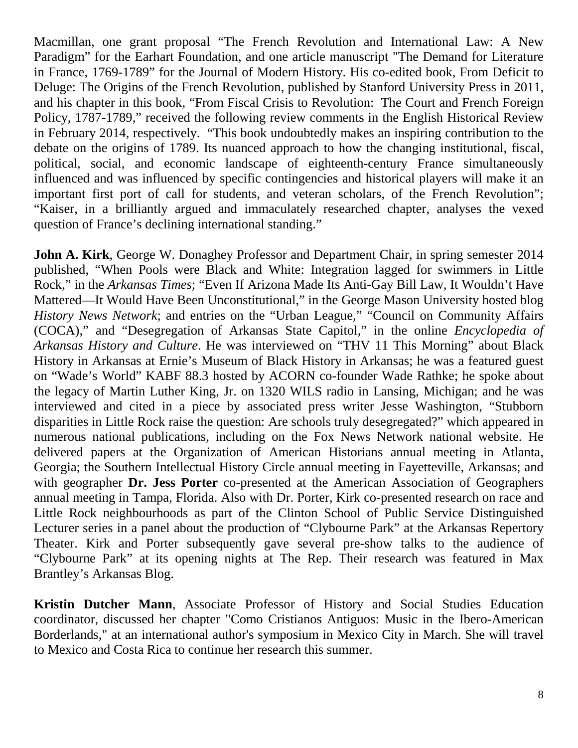Macmillan, one grant proposal "The French Revolution and International Law: A New Paradigm" for the Earhart Foundation, and one article manuscript "The Demand for Literature in France, 1769-1789" for the Journal of Modern History. His co-edited book, From Deficit to Deluge: The Origins of the French Revolution, published by Stanford University Press in 2011, and his chapter in this book, "From Fiscal Crisis to Revolution: The Court and French Foreign Policy, 1787-1789," received the following review comments in the English Historical Review in February 2014, respectively. "This book undoubtedly makes an inspiring contribution to the debate on the origins of 1789. Its nuanced approach to how the changing institutional, fiscal, political, social, and economic landscape of eighteenth-century France simultaneously influenced and was influenced by specific contingencies and historical players will make it an important first port of call for students, and veteran scholars, of the French Revolution"; "Kaiser, in a brilliantly argued and immaculately researched chapter, analyses the vexed question of France's declining international standing."

**John A. Kirk**, George W. Donaghey Professor and Department Chair, in spring semester 2014 published, "When Pools were Black and White: Integration lagged for swimmers in Little Rock," in the *Arkansas Times*; "Even If Arizona Made Its Anti-Gay Bill Law, It Wouldn't Have Mattered—It Would Have Been Unconstitutional," in the George Mason University hosted blog *History News Network*; and entries on the "Urban League," "Council on Community Affairs (COCA)," and "Desegregation of Arkansas State Capitol," in the online *Encyclopedia of Arkansas History and Culture*. He was interviewed on "THV 11 This Morning" about Black History in Arkansas at Ernie's Museum of Black History in Arkansas; he was a featured guest on "Wade's World" KABF 88.3 hosted by ACORN co-founder Wade Rathke; he spoke about the legacy of Martin Luther King, Jr. on 1320 WILS radio in Lansing, Michigan; and he was interviewed and cited in a piece by associated press writer Jesse Washington, "Stubborn disparities in Little Rock raise the question: Are schools truly desegregated?" which appeared in numerous national publications, including on the Fox News Network national website. He delivered papers at the Organization of American Historians annual meeting in Atlanta, Georgia; the Southern Intellectual History Circle annual meeting in Fayetteville, Arkansas; and with geographer **Dr. Jess Porter** co-presented at the American Association of Geographers annual meeting in Tampa, Florida. Also with Dr. Porter, Kirk co-presented research on race and Little Rock neighbourhoods as part of the Clinton School of Public Service Distinguished Lecturer series in a panel about the production of "Clybourne Park" at the Arkansas Repertory Theater. Kirk and Porter subsequently gave several pre-show talks to the audience of "Clybourne Park" at its opening nights at The Rep. Their research was featured in Max Brantley's Arkansas Blog.

**Kristin Dutcher Mann**, Associate Professor of History and Social Studies Education coordinator, discussed her chapter "Como Cristianos Antiguos: Music in the Ibero-American Borderlands," at an international author's symposium in Mexico City in March. She will travel to Mexico and Costa Rica to continue her research this summer.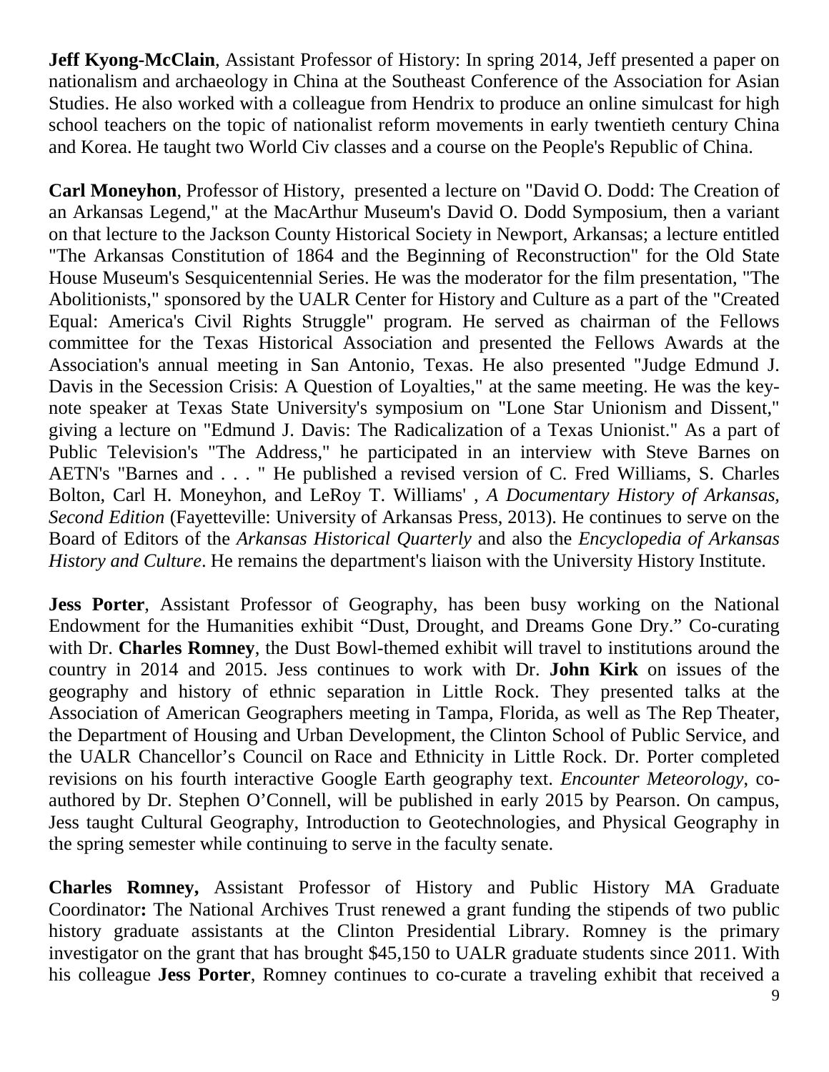**Jeff Kyong-McClain**, Assistant Professor of History: In spring 2014, Jeff presented a paper on nationalism and archaeology in China at the Southeast Conference of the Association for Asian Studies. He also worked with a colleague from Hendrix to produce an online simulcast for high school teachers on the topic of nationalist reform movements in early twentieth century China and Korea. He taught two World Civ classes and a course on the People's Republic of China.

**Carl Moneyhon**, Professor of History, presented a lecture on "David O. Dodd: The Creation of an Arkansas Legend," at the MacArthur Museum's David O. Dodd Symposium, then a variant on that lecture to the Jackson County Historical Society in Newport, Arkansas; a lecture entitled "The Arkansas Constitution of 1864 and the Beginning of Reconstruction" for the Old State House Museum's Sesquicentennial Series. He was the moderator for the film presentation, "The Abolitionists," sponsored by the UALR Center for History and Culture as a part of the "Created Equal: America's Civil Rights Struggle" program. He served as chairman of the Fellows committee for the Texas Historical Association and presented the Fellows Awards at the Association's annual meeting in San Antonio, Texas. He also presented "Judge Edmund J. Davis in the Secession Crisis: A Question of Loyalties," at the same meeting. He was the key-note speaker at Texas State University's symposium on "Lone Star Unionism and Dissent," giving a lecture on "Edmund J. Davis: The Radicalization of a Texas Unionist." As a part of Public Television's "The Address," he participated in an interview with Steve Barnes on AETN's "Barnes and . . . " He published a revised version of C. Fred Williams, S. Charles Bolton, Carl H. Moneyhon, and LeRoy T. Williams' , *A Documentary History of Arkansas, Second Edition* (Fayetteville: University of Arkansas Press, 2013). He continues to serve on the Board of Editors of the *Arkansas Historical Quarterly* and also the *Encyclopedia of Arkansas History and Culture*. He remains the department's liaison with the University History Institute.

**Jess Porter**, Assistant Professor of Geography, has been busy working on the National Endowment for the Humanities exhibit "Dust, Drought, and Dreams Gone Dry." Co-curating with Dr. **Charles Romney**, the Dust Bowl-themed exhibit will travel to institutions around the country in 2014 and 2015. Jess continues to work with Dr. **John Kirk** on issues of the geography and history of ethnic separation in Little Rock. They presented talks at the Association of American Geographers meeting in Tampa, Florida, as well as The Rep Theater, the Department of Housing and Urban Development, the Clinton School of Public Service, and the UALR Chancellor's Council on Race and Ethnicity in Little Rock. Dr. Porter completed revisions on his fourth interactive Google Earth geography text. *Encounter Meteorology*, co-authored by Dr. Stephen O'Connell, will be published in early 2015 by Pearson. On campus, Jess taught Cultural Geography, Introduction to Geotechnologies, and Physical Geography in the spring semester while continuing to serve in the faculty senate.

**Charles Romney,** Assistant Professor of History and Public History MA Graduate Coordinator**:** The National Archives Trust renewed a grant funding the stipends of two public history graduate assistants at the Clinton Presidential Library. Romney is the primary investigator on the grant that has brought $45,150 to UALR graduate students since 2011. With his colleague **Jess Porter**, Romney continues to co-curate a traveling exhibit that received a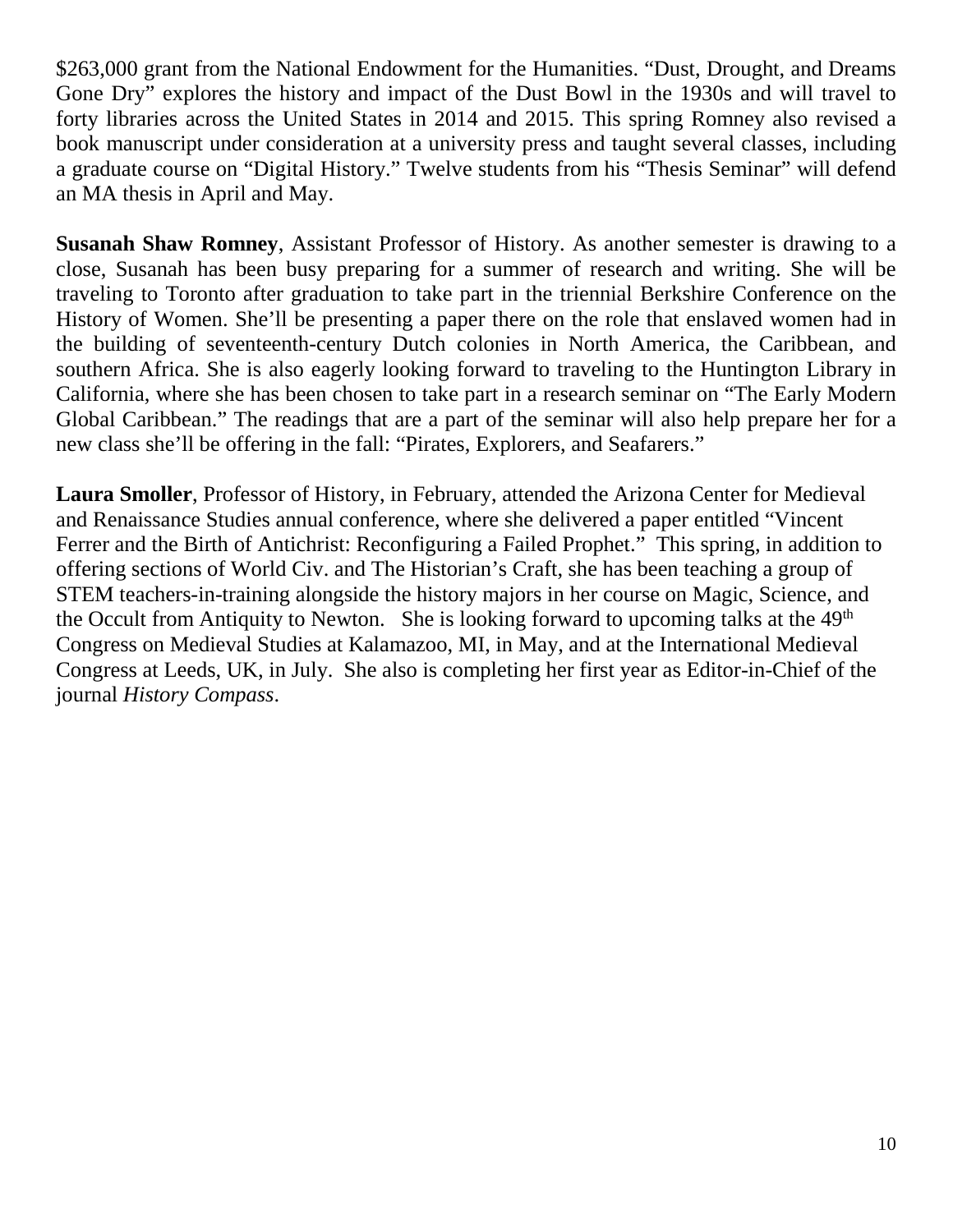$263,000 grant from the National Endowment for the Humanities. "Dust, Drought, and Dreams Gone Dry" explores the history and impact of the Dust Bowl in the 1930s and will travel to forty libraries across the United States in 2014 and 2015. This spring Romney also revised a book manuscript under consideration at a university press and taught several classes, including a graduate course on "Digital History." Twelve students from his "Thesis Seminar" will defend an MA thesis in April and May.

**Susanah Shaw Romney**, Assistant Professor of History. As another semester is drawing to a close, Susanah has been busy preparing for a summer of research and writing. She will be traveling to Toronto after graduation to take part in the triennial Berkshire Conference on the History of Women. She'll be presenting a paper there on the role that enslaved women had in the building of seventeenth-century Dutch colonies in North America, the Caribbean, and southern Africa. She is also eagerly looking forward to traveling to the Huntington Library in California, where she has been chosen to take part in a research seminar on "The Early Modern Global Caribbean." The readings that are a part of the seminar will also help prepare her for a new class she'll be offering in the fall: "Pirates, Explorers, and Seafarers."

**Laura Smoller**, Professor of History, in February, attended the Arizona Center for Medieval and Renaissance Studies annual conference, where she delivered a paper entitled "Vincent Ferrer and the Birth of Antichrist: Reconfiguring a Failed Prophet." This spring, in addition to offering sections of World Civ. and The Historian's Craft, she has been teaching a group of STEM teachers-in-training alongside the history majors in her course on Magic, Science, and the Occult from Antiquity to Newton. She is looking forward to upcoming talks at the 49th Congress on Medieval Studies at Kalamazoo, MI, in May, and at the International Medieval Congress at Leeds, UK, in July. She also is completing her first year as Editor-in-Chief of the journal *History Compass*.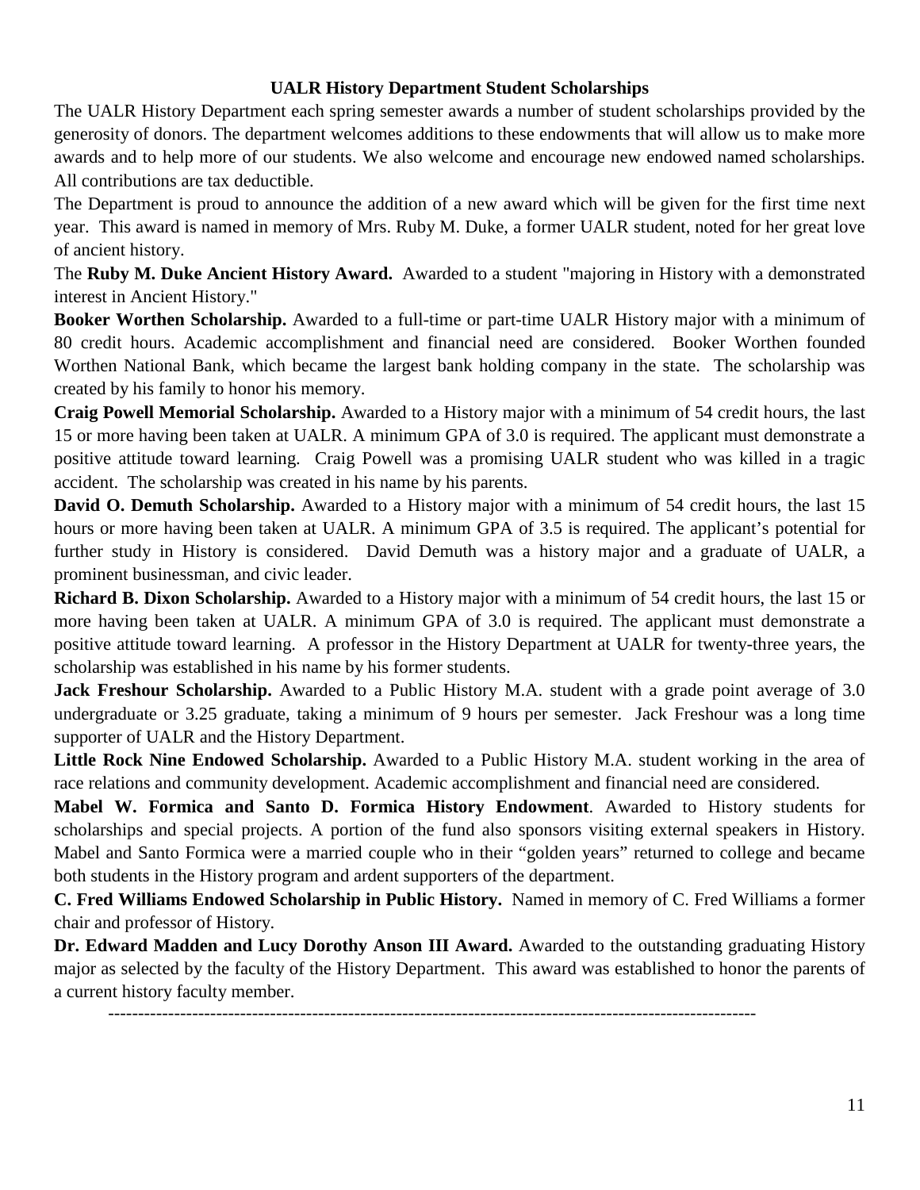## UALR History Department Student Scholarships

The UALR History Department each spring semester awards a number of student scholarships provided by the generosity of donors. The department welcomes additions to these endowments that will allow us to make more awards and to help more of our students. We also welcome and encourage new endowed named scholarships. All contributions are tax deductible.

The Department is proud to announce the addition of a new award which will be given for the first time next year. This award is named in memory of Mrs. Ruby M. Duke, a former UALR student, noted for her great love of ancient history.

The **Ruby M. Duke Ancient History Award.** Awarded to a student "majoring in History with a demonstrated interest in Ancient History."

**Booker Worthen Scholarship.** Awarded to a full-time or part-time UALR History major with a minimum of 80 credit hours. Academic accomplishment and financial need are considered. Booker Worthen founded Worthen National Bank, which became the largest bank holding company in the state. The scholarship was created by his family to honor his memory.

**Craig Powell Memorial Scholarship.** Awarded to a History major with a minimum of 54 credit hours, the last 15 or more having been taken at UALR. A minimum GPA of 3.0 is required. The applicant must demonstrate a positive attitude toward learning. Craig Powell was a promising UALR student who was killed in a tragic accident. The scholarship was created in his name by his parents.

**David O. Demuth Scholarship.** Awarded to a History major with a minimum of 54 credit hours, the last 15 hours or more having been taken at UALR. A minimum GPA of 3.5 is required. The applicant's potential for further study in History is considered. David Demuth was a history major and a graduate of UALR, a prominent businessman, and civic leader.

**Richard B. Dixon Scholarship.** Awarded to a History major with a minimum of 54 credit hours, the last 15 or more having been taken at UALR. A minimum GPA of 3.0 is required. The applicant must demonstrate a positive attitude toward learning. A professor in the History Department at UALR for twenty-three years, the scholarship was established in his name by his former students.

**Jack Freshour Scholarship.** Awarded to a Public History M.A. student with a grade point average of 3.0 undergraduate or 3.25 graduate, taking a minimum of 9 hours per semester. Jack Freshour was a long time supporter of UALR and the History Department.

**Little Rock Nine Endowed Scholarship.** Awarded to a Public History M.A. student working in the area of race relations and community development. Academic accomplishment and financial need are considered.

**Mabel W. Formica and Santo D. Formica History Endowment**. Awarded to History students for scholarships and special projects. A portion of the fund also sponsors visiting external speakers in History. Mabel and Santo Formica were a married couple who in their "golden years" returned to college and became both students in the History program and ardent supporters of the department.

**C. Fred Williams Endowed Scholarship in Public History.** Named in memory of C. Fred Williams a former chair and professor of History.

**Dr. Edward Madden and Lucy Dorothy Anson III Award.** Awarded to the outstanding graduating History major as selected by the faculty of the History Department. This award was established to honor the parents of a current history faculty member.

---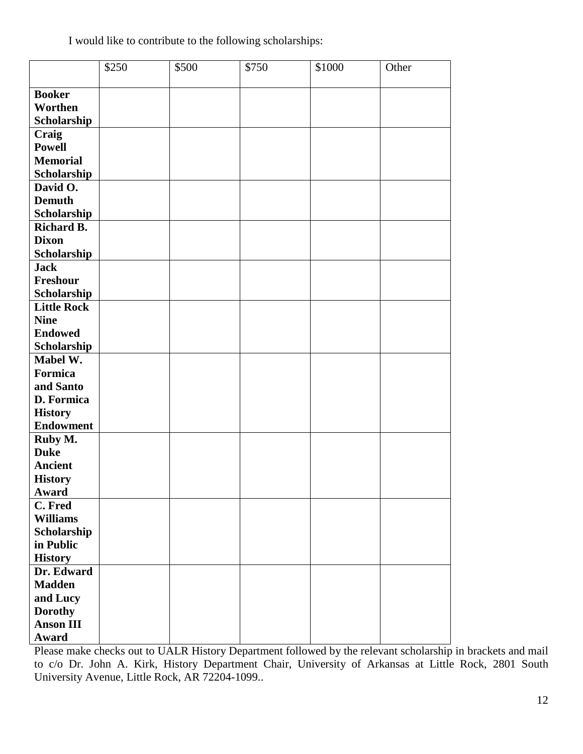I would like to contribute to the following scholarships:

| | \$250 | \$500 | \$750 | \$1000 | Other |
|---|---|---|---|---|---|
| **Booker Worthen Scholarship** | | | | | |
| **Craig Powell Memorial Scholarship** | | | | | |
| **David O. Demuth Scholarship** | | | | | |
| **Richard B. Dixon Scholarship** | | | | | |
| **Jack Freshour Scholarship** | | | | | |
| **Little Rock Nine Endowed Scholarship** | | | | | |
| **Mabel W. Formica and Santo D. Formica History Endowment** | | | | | |
| **Ruby M. Duke Ancient History Award** | | | | | |
| **C. Fred Williams Scholarship in Public History** | | | | | |
| **Dr. Edward Madden and Lucy Dorothy Anson III Award** | | | | | |

Please make checks out to UALR History Department followed by the relevant scholarship in brackets and mail to c/o Dr. John A. Kirk, History Department Chair, University of Arkansas at Little Rock, 2801 South University Avenue, Little Rock, AR 72204-1099..